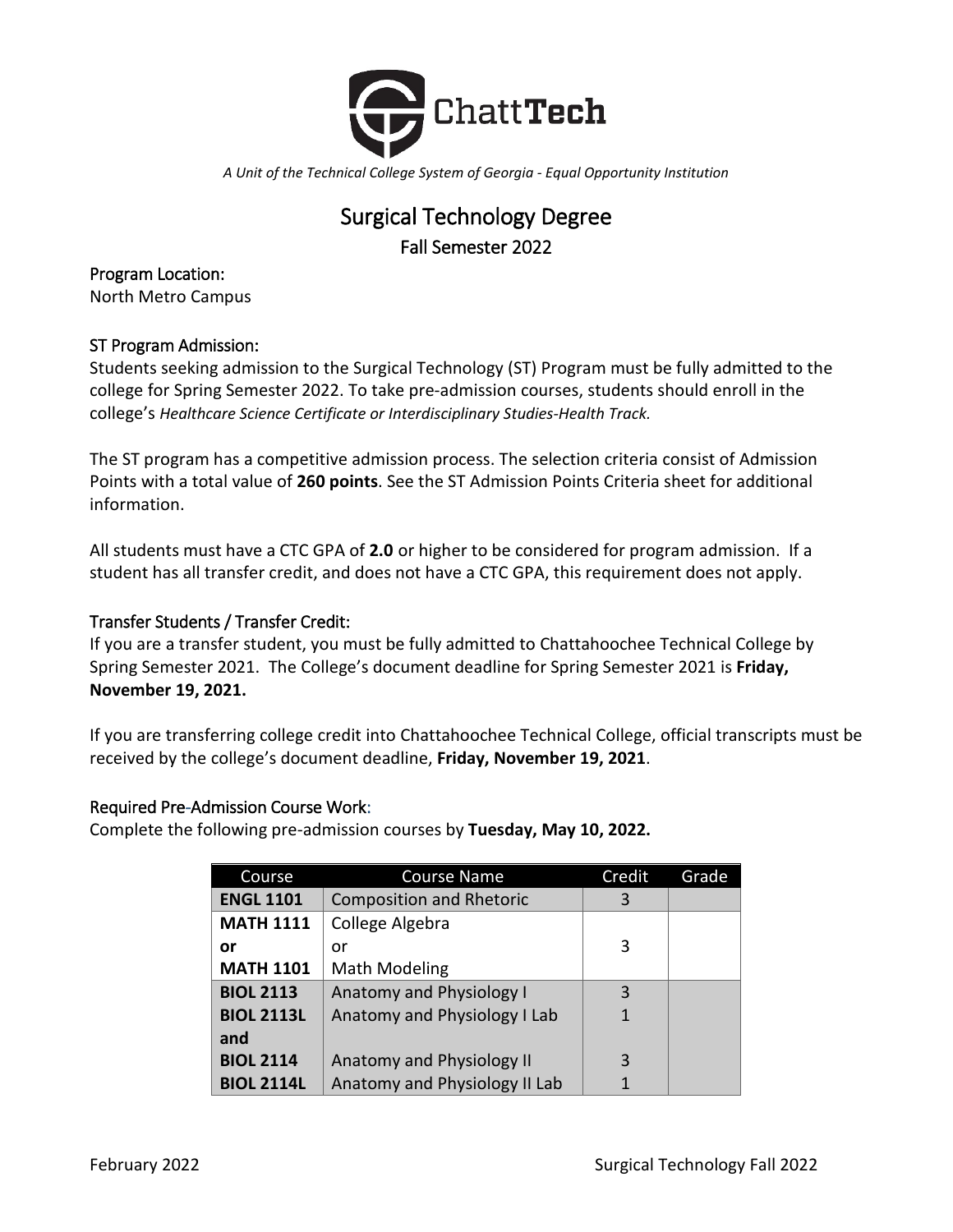ChattTech

*A Unit of the Technical College System of Georgia - Equal Opportunity Institution*

# Surgical Technology Degree

## Fall Semester 2022

### Program Location:

North Metro Campus

### ST Program Admission:

Students seeking admission to the Surgical Technology (ST) Program must be fully admitted to the college for Spring Semester 2022. To take pre-admission courses, students should enroll in the college's *Healthcare Science Certificate or Interdisciplinary Studies-Health Track.*

The ST program has a competitive admission process. The selection criteria consist of Admission Points with a total value of **260 points**. See the ST Admission Points Criteria sheet for additional information.

All students must have a CTC GPA of **2.0** or higher to be considered for program admission. If a student has all transfer credit, and does not have a CTC GPA, this requirement does not apply.

### Transfer Students / Transfer Credit:

If you are a transfer student, you must be fully admitted to Chattahoochee Technical College by Spring Semester 2021. The College's document deadline for Spring Semester 2021 is **Friday, November 19, 2021.**

If you are transferring college credit into Chattahoochee Technical College, official transcripts must be received by the college's document deadline, **Friday, November 19, 2021**.

### Required Pre-Admission Course Work:

Complete the following pre-admission courses by **Tuesday, May 10, 2022.**

| Course | Course Name | Credit | Grade |
|---|---|---|---|
| **ENGL 1101** | Composition and Rhetoric | 3 | |
| **MATH 1111** or **MATH 1101** | College Algebra or Math Modeling | 3 | |
| **BIOL 2113** | Anatomy and Physiology I | 3 | |
| **BIOL 2113L** | Anatomy and Physiology I Lab | 1 | |
| **and** | | | |
| **BIOL 2114** | Anatomy and Physiology II | 3 | |
| **BIOL 2114L** | Anatomy and Physiology II Lab | 1 | |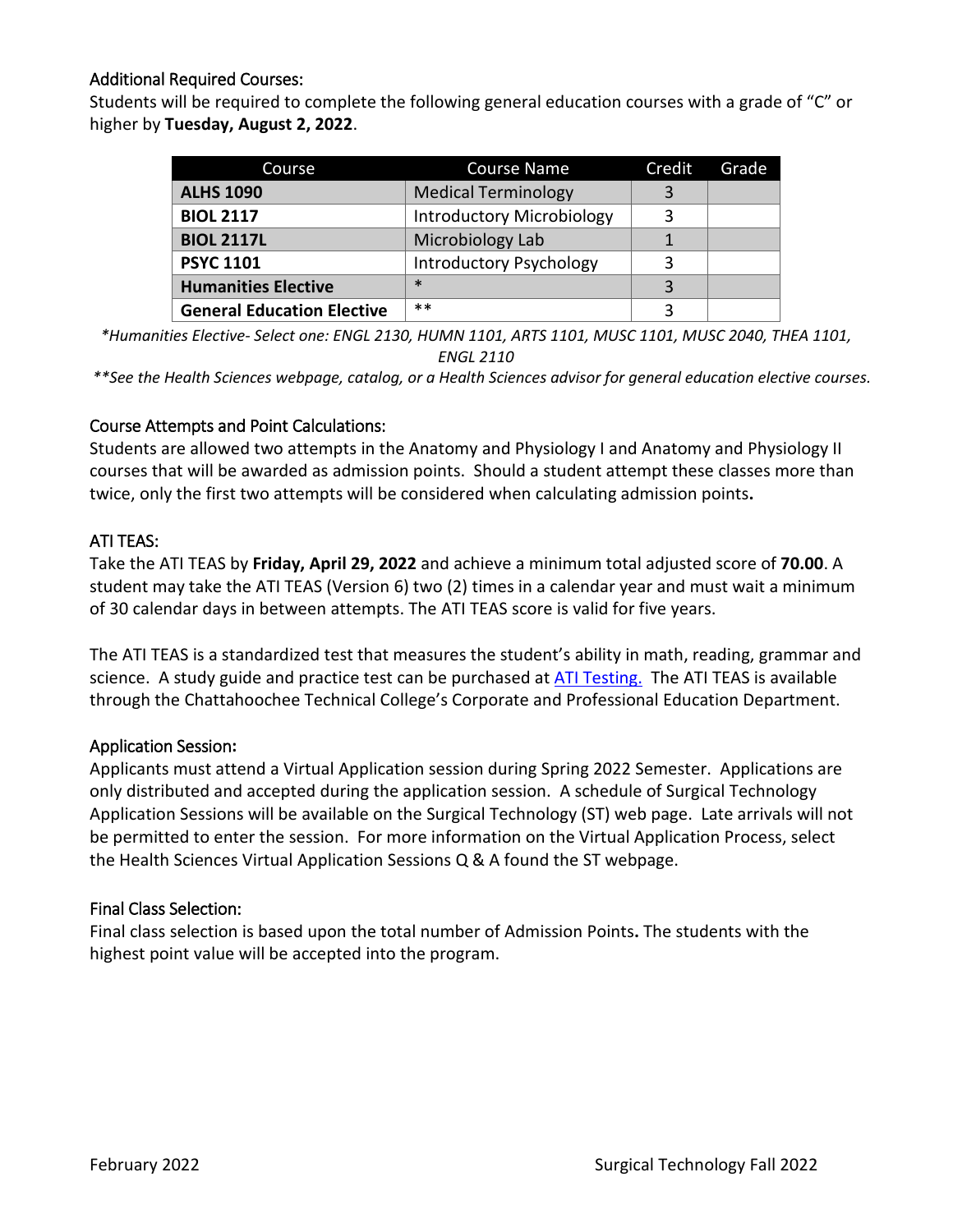## Additional Required Courses:

Students will be required to complete the following general education courses with a grade of "C" or higher by **Tuesday, August 2, 2022**.

| Course | Course Name | Credit | Grade |
|---|---|---|---|
| **ALHS 1090** | Medical Terminology | 3 | |
| **BIOL 2117** | Introductory Microbiology | 3 | |
| **BIOL 2117L** | Microbiology Lab | 1 | |
| **PSYC 1101** | Introductory Psychology | 3 | |
| **Humanities Elective** | * | 3 | |
| **General Education Elective** | ** | 3 | |

*\*Humanities Elective- Select one: ENGL 2130, HUMN 1101, ARTS 1101, MUSC 1101, MUSC 2040, THEA 1101, ENGL 2110*

*\*\*See the Health Sciences webpage, catalog, or a Health Sciences advisor for general education elective courses.*

## Course Attempts and Point Calculations:

Students are allowed two attempts in the Anatomy and Physiology I and Anatomy and Physiology II courses that will be awarded as admission points. Should a student attempt these classes more than twice, only the first two attempts will be considered when calculating admission points**.**

## ATI TEAS:

Take the ATI TEAS by **Friday, April 29, 2022** and achieve a minimum total adjusted score of **70.00**. A student may take the ATI TEAS (Version 6) two (2) times in a calendar year and must wait a minimum of 30 calendar days in between attempts. The ATI TEAS score is valid for five years.

The ATI TEAS is a standardized test that measures the student's ability in math, reading, grammar and science. A study guide and practice test can be purchased at ATI Testing. The ATI TEAS is available through the Chattahoochee Technical College's Corporate and Professional Education Department.

## Application Session:

Applicants must attend a Virtual Application session during Spring 2022 Semester. Applications are only distributed and accepted during the application session. A schedule of Surgical Technology Application Sessions will be available on the Surgical Technology (ST) web page. Late arrivals will not be permitted to enter the session. For more information on the Virtual Application Process, select the Health Sciences Virtual Application Sessions Q & A found the ST webpage.

## Final Class Selection:

Final class selection is based upon the total number of Admission Points**.** The students with the highest point value will be accepted into the program.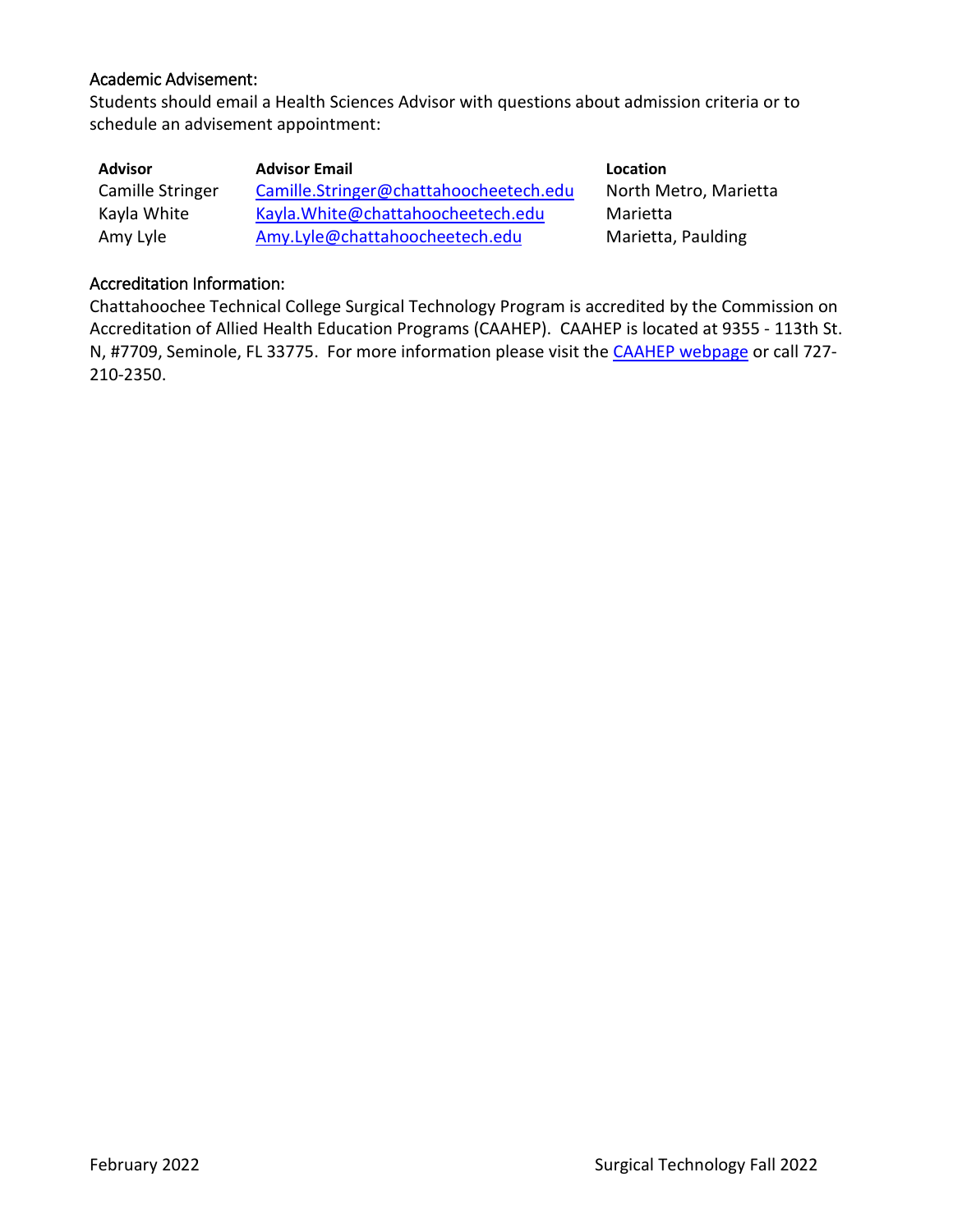## Academic Advisement:

Students should email a Health Sciences Advisor with questions about admission criteria or to schedule an advisement appointment:

| Advisor | Advisor Email | Location |
|---|---|---|
| Camille Stringer | Camille.Stringer@chattahoocheetech.edu | North Metro, Marietta |
| Kayla White | Kayla.White@chattahoocheetech.edu | Marietta |
| Amy Lyle | Amy.Lyle@chattahoocheetech.edu | Marietta, Paulding |

## Accreditation Information:

Chattahoochee Technical College Surgical Technology Program is accredited by the Commission on Accreditation of Allied Health Education Programs (CAAHEP). CAAHEP is located at 9355 - 113th St. N, #7709, Seminole, FL 33775. For more information please visit the CAAHEP webpage or call 727-210-2350.